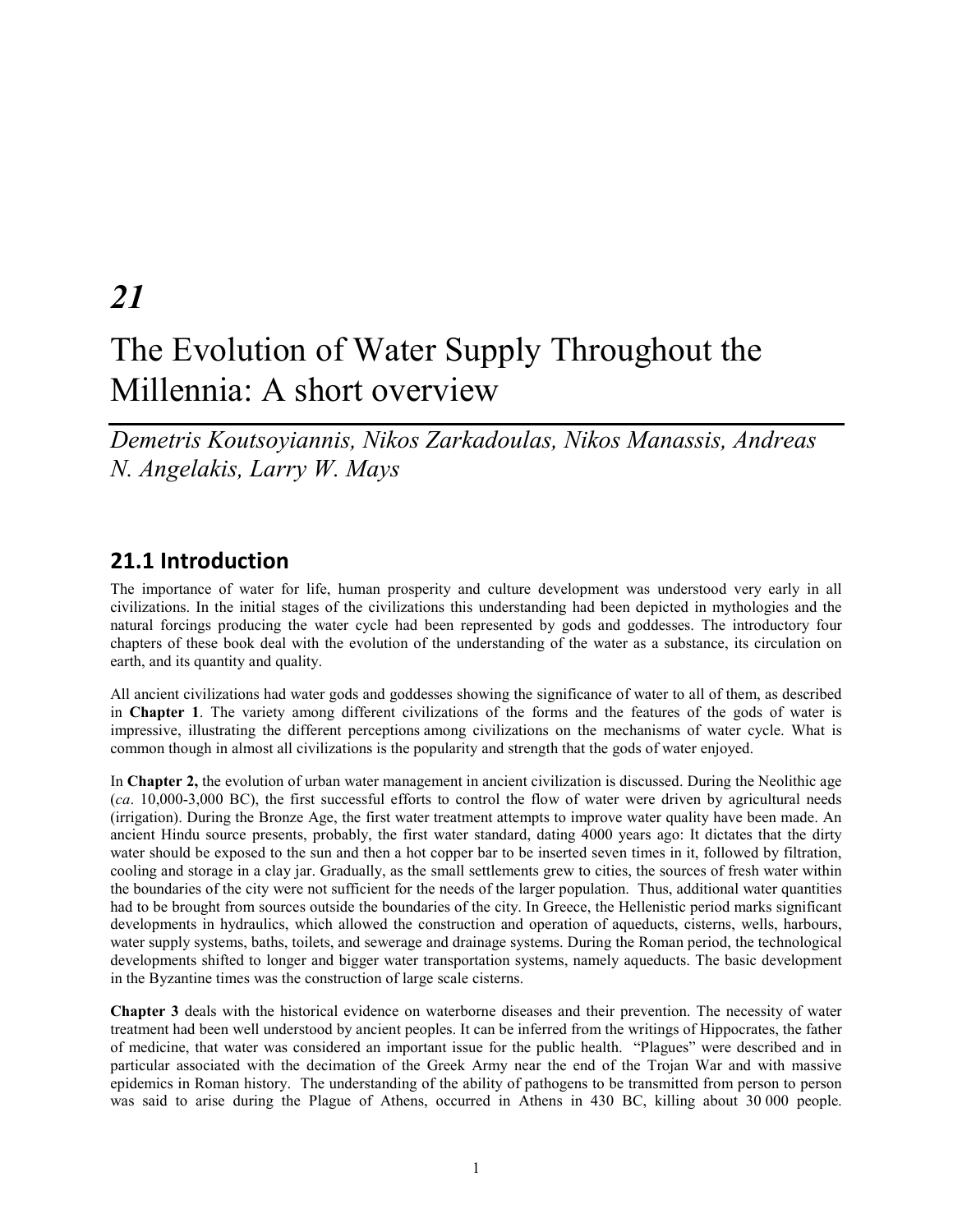# 21

# The Evolution of Water Supply Throughout the Millennia: A short overview

*Demetris Koutsoyiannis, Nikos Zarkadoulas, Nikos Manassis, Andreas N. Angelakis, Larry W. Mays*

## 21.1 Introduction

The importance of water for life, human prosperity and culture development was understood very early in all civilizations. In the initial stages of the civilizations this understanding had been depicted in mythologies and the natural forcings producing the water cycle had been represented by gods and goddesses. The introductory four chapters of these book deal with the evolution of the understanding of the water as a substance, its circulation on earth, and its quantity and quality.

All ancient civilizations had water gods and goddesses showing the significance of water to all of them, as described in **Chapter 1**. The variety among different civilizations of the forms and the features of the gods of water is impressive, illustrating the different perceptions among civilizations on the mechanisms of water cycle. What is common though in almost all civilizations is the popularity and strength that the gods of water enjoyed.

In **Chapter 2,** the evolution of urban water management in ancient civilization is discussed. During the Neolithic age (*ca*. 10,000-3,000 BC), the first successful efforts to control the flow of water were driven by agricultural needs (irrigation). During the Bronze Age, the first water treatment attempts to improve water quality have been made. An ancient Hindu source presents, probably, the first water standard, dating 4000 years ago: It dictates that the dirty water should be exposed to the sun and then a hot copper bar to be inserted seven times in it, followed by filtration, cooling and storage in a clay jar. Gradually, as the small settlements grew to cities, the sources of fresh water within the boundaries of the city were not sufficient for the needs of the larger population. Thus, additional water quantities had to be brought from sources outside the boundaries of the city. In Greece, the Hellenistic period marks significant developments in hydraulics, which allowed the construction and operation of aqueducts, cisterns, wells, harbours, water supply systems, baths, toilets, and sewerage and drainage systems. During the Roman period, the technological developments shifted to longer and bigger water transportation systems, namely aqueducts. The basic development in the Byzantine times was the construction of large scale cisterns.

**Chapter 3** deals with the historical evidence on waterborne diseases and their prevention. The necessity of water treatment had been well understood by ancient peoples. It can be inferred from the writings of Hippocrates, the father of medicine, that water was considered an important issue for the public health. "Plagues" were described and in particular associated with the decimation of the Greek Army near the end of the Trojan War and with massive epidemics in Roman history. The understanding of the ability of pathogens to be transmitted from person to person was said to arise during the Plague of Athens, occurred in Athens in 430 BC, killing about 30 000 people.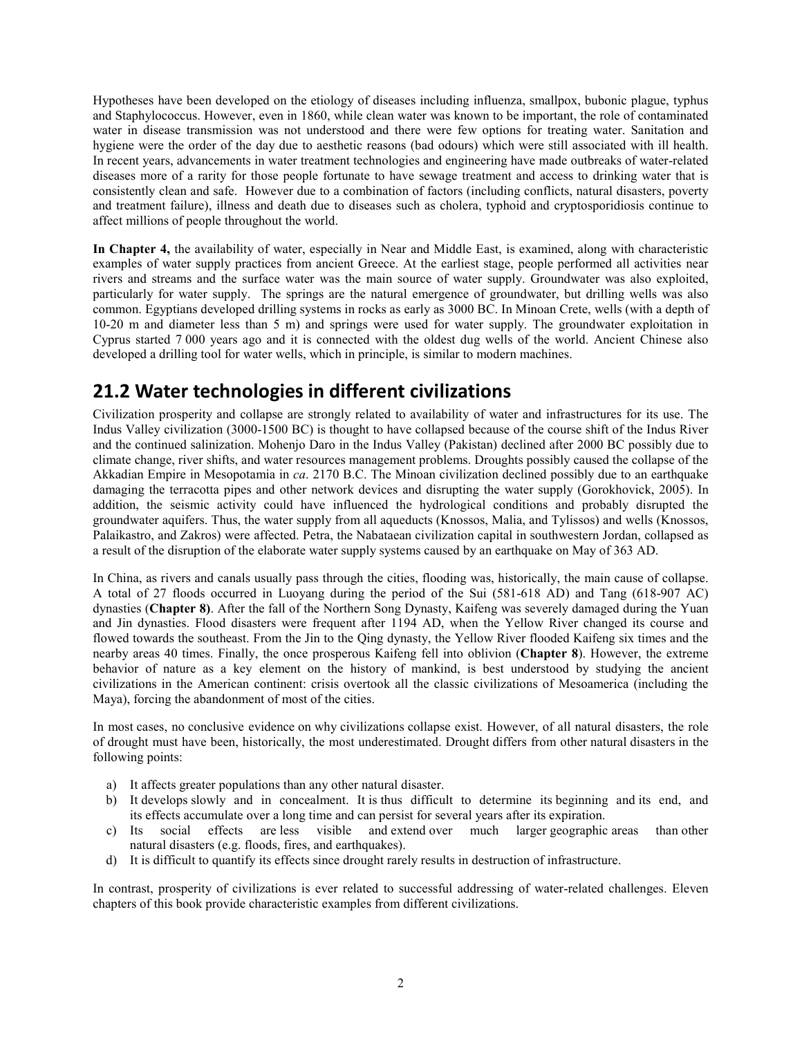Hypotheses have been developed on the etiology of diseases including influenza, smallpox, bubonic plague, typhus and Staphylococcus. However, even in 1860, while clean water was known to be important, the role of contaminated water in disease transmission was not understood and there were few options for treating water. Sanitation and hygiene were the order of the day due to aesthetic reasons (bad odours) which were still associated with ill health. In recent years, advancements in water treatment technologies and engineering have made outbreaks of water-related diseases more of a rarity for those people fortunate to have sewage treatment and access to drinking water that is consistently clean and safe. However due to a combination of factors (including conflicts, natural disasters, poverty and treatment failure), illness and death due to diseases such as cholera, typhoid and cryptosporidiosis continue to affect millions of people throughout the world.

**In Chapter 4,** the availability of water, especially in Near and Middle East, is examined, along with characteristic examples of water supply practices from ancient Greece. At the earliest stage, people performed all activities near rivers and streams and the surface water was the main source of water supply. Groundwater was also exploited, particularly for water supply. The springs are the natural emergence of groundwater, but drilling wells was also common. Egyptians developed drilling systems in rocks as early as 3000 BC. In Minoan Crete, wells (with a depth of 10-20 m and diameter less than 5 m) and springs were used for water supply. The groundwater exploitation in Cyprus started 7 000 years ago and it is connected with the oldest dug wells of the world. Ancient Chinese also developed a drilling tool for water wells, which in principle, is similar to modern machines.

## 21.2 Water technologies in different civilizations

Civilization prosperity and collapse are strongly related to availability of water and infrastructures for its use. The Indus Valley civilization (3000-1500 BC) is thought to have collapsed because of the course shift of the Indus River and the continued salinization. Mohenjo Daro in the Indus Valley (Pakistan) declined after 2000 BC possibly due to climate change, river shifts, and water resources management problems. Droughts possibly caused the collapse of the Akkadian Empire in Mesopotamia in *ca*. 2170 B.C. The Minoan civilization declined possibly due to an earthquake damaging the terracotta pipes and other network devices and disrupting the water supply (Gorokhovick, 2005). In addition, the seismic activity could have influenced the hydrological conditions and probably disrupted the groundwater aquifers. Thus, the water supply from all aqueducts (Knossos, Malia, and Tylissos) and wells (Knossos, Palaikastro, and Zakros) were affected. Petra, the Nabataean civilization capital in southwestern Jordan, collapsed as a result of the disruption of the elaborate water supply systems caused by an earthquake on May of 363 AD.

In China, as rivers and canals usually pass through the cities, flooding was, historically, the main cause of collapse. A total of 27 floods occurred in Luoyang during the period of the Sui (581-618 AD) and Tang (618-907 AC) dynasties (**Chapter 8**). After the fall of the Northern Song Dynasty, Kaifeng was severely damaged during the Yuan and Jin dynasties. Flood disasters were frequent after 1194 AD, when the Yellow River changed its course and flowed towards the southeast. From the Jin to the Qing dynasty, the Yellow River flooded Kaifeng six times and the nearby areas 40 times. Finally, the once prosperous Kaifeng fell into oblivion (**Chapter 8**). However, the extreme behavior of nature as a key element on the history of mankind, is best understood by studying the ancient civilizations in the American continent: crisis overtook all the classic civilizations of Mesoamerica (including the Maya), forcing the abandonment of most of the cities.

In most cases, no conclusive evidence on why civilizations collapse exist. However, of all natural disasters, the role of drought must have been, historically, the most underestimated. Drought differs from other natural disasters in the following points:

a) It affects greater populations than any other natural disaster.
b) It develops slowly and in concealment. It is thus difficult to determine its beginning and its end, and its effects accumulate over a long time and can persist for several years after its expiration.
c) Its social effects are less visible and extend over much larger geographic areas than other natural disasters (e.g. floods, fires, and earthquakes).
d) It is difficult to quantify its effects since drought rarely results in destruction of infrastructure.

In contrast, prosperity of civilizations is ever related to successful addressing of water-related challenges. Eleven chapters of this book provide characteristic examples from different civilizations.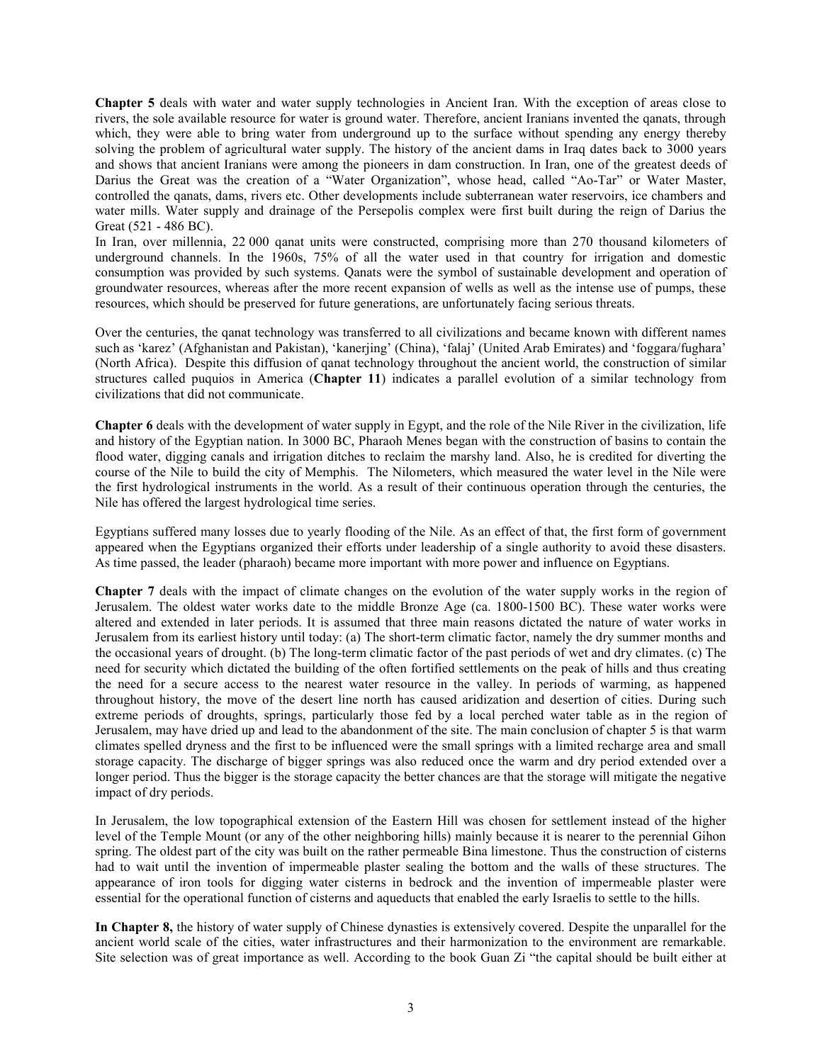**Chapter 5** deals with water and water supply technologies in Ancient Iran. With the exception of areas close to rivers, the sole available resource for water is ground water. Therefore, ancient Iranians invented the qanats, through which, they were able to bring water from underground up to the surface without spending any energy thereby solving the problem of agricultural water supply. The history of the ancient dams in Iraq dates back to 3000 years and shows that ancient Iranians were among the pioneers in dam construction. In Iran, one of the greatest deeds of Darius the Great was the creation of a "Water Organization", whose head, called "Ao-Tar" or Water Master, controlled the qanats, dams, rivers etc. Other developments include subterranean water reservoirs, ice chambers and water mills. Water supply and drainage of the Persepolis complex were first built during the reign of Darius the Great (521 - 486 BC).

In Iran, over millennia, 22 000 qanat units were constructed, comprising more than 270 thousand kilometers of underground channels. In the 1960s, 75% of all the water used in that country for irrigation and domestic consumption was provided by such systems. Qanats were the symbol of sustainable development and operation of groundwater resources, whereas after the more recent expansion of wells as well as the intense use of pumps, these resources, which should be preserved for future generations, are unfortunately facing serious threats.

Over the centuries, the qanat technology was transferred to all civilizations and became known with different names such as 'karez' (Afghanistan and Pakistan), 'kanerjing' (China), 'falaj' (United Arab Emirates) and 'foggara/fughara' (North Africa). Despite this diffusion of qanat technology throughout the ancient world, the construction of similar structures called puquios in America (**Chapter 11**) indicates a parallel evolution of a similar technology from civilizations that did not communicate.

**Chapter 6** deals with the development of water supply in Egypt, and the role of the Nile River in the civilization, life and history of the Egyptian nation. In 3000 BC, Pharaoh Menes began with the construction of basins to contain the flood water, digging canals and irrigation ditches to reclaim the marshy land. Also, he is credited for diverting the course of the Nile to build the city of Memphis. The Nilometers, which measured the water level in the Nile were the first hydrological instruments in the world. As a result of their continuous operation through the centuries, the Nile has offered the largest hydrological time series.

Egyptians suffered many losses due to yearly flooding of the Nile. As an effect of that, the first form of government appeared when the Egyptians organized their efforts under leadership of a single authority to avoid these disasters. As time passed, the leader (pharaoh) became more important with more power and influence on Egyptians.

**Chapter 7** deals with the impact of climate changes on the evolution of the water supply works in the region of Jerusalem. The oldest water works date to the middle Bronze Age (ca. 1800-1500 BC). These water works were altered and extended in later periods. It is assumed that three main reasons dictated the nature of water works in Jerusalem from its earliest history until today: (a) The short-term climatic factor, namely the dry summer months and the occasional years of drought. (b) The long-term climatic factor of the past periods of wet and dry climates. (c) The need for security which dictated the building of the often fortified settlements on the peak of hills and thus creating the need for a secure access to the nearest water resource in the valley. In periods of warming, as happened throughout history, the move of the desert line north has caused aridization and desertion of cities. During such extreme periods of droughts, springs, particularly those fed by a local perched water table as in the region of Jerusalem, may have dried up and lead to the abandonment of the site. The main conclusion of chapter 5 is that warm climates spelled dryness and the first to be influenced were the small springs with a limited recharge area and small storage capacity. The discharge of bigger springs was also reduced once the warm and dry period extended over a longer period. Thus the bigger is the storage capacity the better chances are that the storage will mitigate the negative impact of dry periods.

In Jerusalem, the low topographical extension of the Eastern Hill was chosen for settlement instead of the higher level of the Temple Mount (or any of the other neighboring hills) mainly because it is nearer to the perennial Gihon spring. The oldest part of the city was built on the rather permeable Bina limestone. Thus the construction of cisterns had to wait until the invention of impermeable plaster sealing the bottom and the walls of these structures. The appearance of iron tools for digging water cisterns in bedrock and the invention of impermeable plaster were essential for the operational function of cisterns and aqueducts that enabled the early Israelis to settle to the hills.

**In Chapter 8,** the history of water supply of Chinese dynasties is extensively covered. Despite the unparallel for the ancient world scale of the cities, water infrastructures and their harmonization to the environment are remarkable. Site selection was of great importance as well. According to the book Guan Zi "the capital should be built either at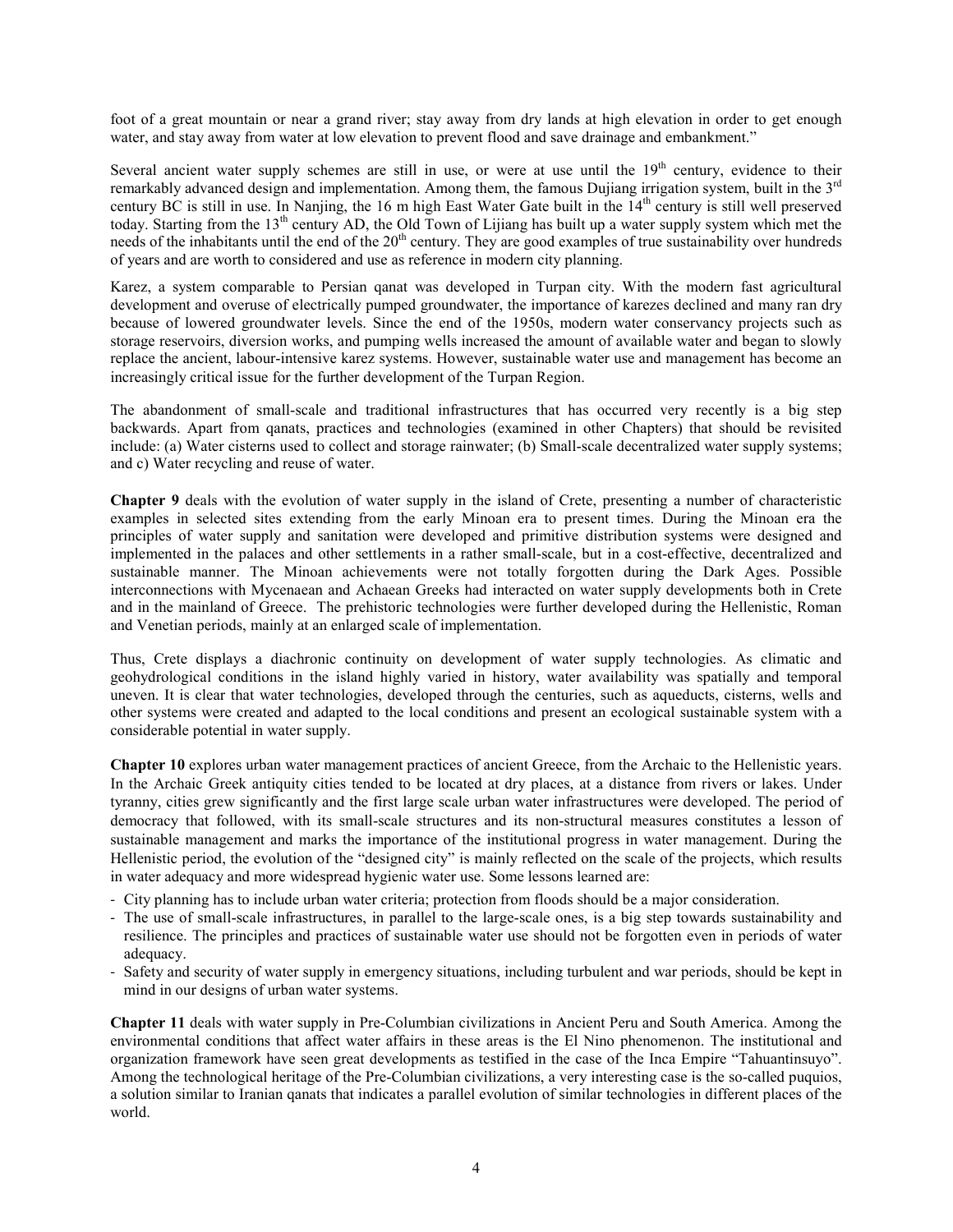foot of a great mountain or near a grand river; stay away from dry lands at high elevation in order to get enough water, and stay away from water at low elevation to prevent flood and save drainage and embankment."

Several ancient water supply schemes are still in use, or were at use until the 19th century, evidence to their remarkably advanced design and implementation. Among them, the famous Dujiang irrigation system, built in the 3rd century BC is still in use. In Nanjing, the 16 m high East Water Gate built in the 14th century is still well preserved today. Starting from the 13th century AD, the Old Town of Lijiang has built up a water supply system which met the needs of the inhabitants until the end of the 20th century. They are good examples of true sustainability over hundreds of years and are worth to considered and use as reference in modern city planning.

Karez, a system comparable to Persian qanat was developed in Turpan city. With the modern fast agricultural development and overuse of electrically pumped groundwater, the importance of karezes declined and many ran dry because of lowered groundwater levels. Since the end of the 1950s, modern water conservancy projects such as storage reservoirs, diversion works, and pumping wells increased the amount of available water and began to slowly replace the ancient, labour-intensive karez systems. However, sustainable water use and management has become an increasingly critical issue for the further development of the Turpan Region.

The abandonment of small-scale and traditional infrastructures that has occurred very recently is a big step backwards. Apart from qanats, practices and technologies (examined in other Chapters) that should be revisited include: (a) Water cisterns used to collect and storage rainwater; (b) Small-scale decentralized water supply systems; and c) Water recycling and reuse of water.

**Chapter 9** deals with the evolution of water supply in the island of Crete, presenting a number of characteristic examples in selected sites extending from the early Minoan era to present times. During the Minoan era the principles of water supply and sanitation were developed and primitive distribution systems were designed and implemented in the palaces and other settlements in a rather small-scale, but in a cost-effective, decentralized and sustainable manner. The Minoan achievements were not totally forgotten during the Dark Ages. Possible interconnections with Mycenaean and Achaean Greeks had interacted on water supply developments both in Crete and in the mainland of Greece. The prehistoric technologies were further developed during the Hellenistic, Roman and Venetian periods, mainly at an enlarged scale of implementation.

Thus, Crete displays a diachronic continuity on development of water supply technologies. As climatic and geohydrological conditions in the island highly varied in history, water availability was spatially and temporal uneven. It is clear that water technologies, developed through the centuries, such as aqueducts, cisterns, wells and other systems were created and adapted to the local conditions and present an ecological sustainable system with a considerable potential in water supply.

**Chapter 10** explores urban water management practices of ancient Greece, from the Archaic to the Hellenistic years. In the Archaic Greek antiquity cities tended to be located at dry places, at a distance from rivers or lakes. Under tyranny, cities grew significantly and the first large scale urban water infrastructures were developed. The period of democracy that followed, with its small-scale structures and its non-structural measures constitutes a lesson of sustainable management and marks the importance of the institutional progress in water management. During the Hellenistic period, the evolution of the "designed city" is mainly reflected on the scale of the projects, which results in water adequacy and more widespread hygienic water use. Some lessons learned are:

- City planning has to include urban water criteria; protection from floods should be a major consideration.
- The use of small-scale infrastructures, in parallel to the large-scale ones, is a big step towards sustainability and resilience. The principles and practices of sustainable water use should not be forgotten even in periods of water adequacy.
- Safety and security of water supply in emergency situations, including turbulent and war periods, should be kept in mind in our designs of urban water systems.

**Chapter 11** deals with water supply in Pre-Columbian civilizations in Ancient Peru and South America. Among the environmental conditions that affect water affairs in these areas is the El Nino phenomenon. The institutional and organization framework have seen great developments as testified in the case of the Inca Empire "Tahuantinsuyo". Among the technological heritage of the Pre-Columbian civilizations, a very interesting case is the so-called puquios, a solution similar to Iranian qanats that indicates a parallel evolution of similar technologies in different places of the world.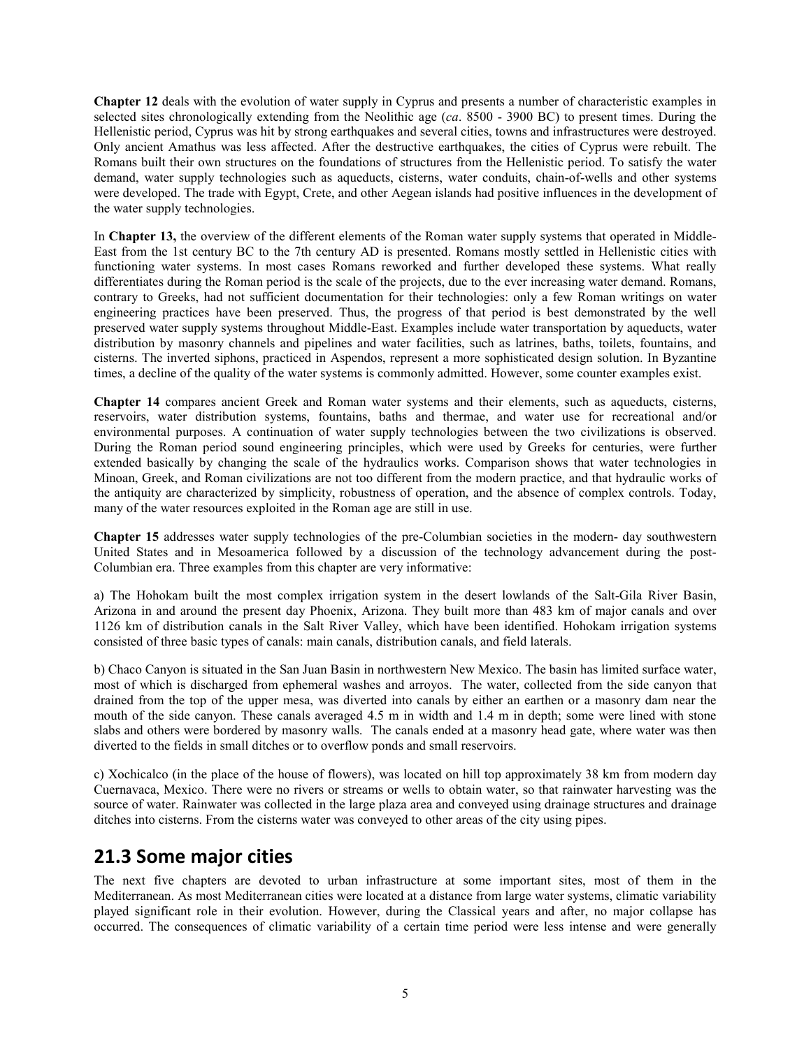**Chapter 12** deals with the evolution of water supply in Cyprus and presents a number of characteristic examples in selected sites chronologically extending from the Neolithic age (*ca*. 8500 - 3900 BC) to present times. During the Hellenistic period, Cyprus was hit by strong earthquakes and several cities, towns and infrastructures were destroyed. Only ancient Amathus was less affected. After the destructive earthquakes, the cities of Cyprus were rebuilt. The Romans built their own structures on the foundations of structures from the Hellenistic period. To satisfy the water demand, water supply technologies such as aqueducts, cisterns, water conduits, chain-of-wells and other systems were developed. The trade with Egypt, Crete, and other Aegean islands had positive influences in the development of the water supply technologies.

In **Chapter 13,** the overview of the different elements of the Roman water supply systems that operated in Middle-East from the 1st century BC to the 7th century AD is presented. Romans mostly settled in Hellenistic cities with functioning water systems. In most cases Romans reworked and further developed these systems. What really differentiates during the Roman period is the scale of the projects, due to the ever increasing water demand. Romans, contrary to Greeks, had not sufficient documentation for their technologies: only a few Roman writings on water engineering practices have been preserved. Thus, the progress of that period is best demonstrated by the well preserved water supply systems throughout Middle-East. Examples include water transportation by aqueducts, water distribution by masonry channels and pipelines and water facilities, such as latrines, baths, toilets, fountains, and cisterns. The inverted siphons, practiced in Aspendos, represent a more sophisticated design solution. In Byzantine times, a decline of the quality of the water systems is commonly admitted. However, some counter examples exist.

**Chapter 14** compares ancient Greek and Roman water systems and their elements, such as aqueducts, cisterns, reservoirs, water distribution systems, fountains, baths and thermae, and water use for recreational and/or environmental purposes. A continuation of water supply technologies between the two civilizations is observed. During the Roman period sound engineering principles, which were used by Greeks for centuries, were further extended basically by changing the scale of the hydraulics works. Comparison shows that water technologies in Minoan, Greek, and Roman civilizations are not too different from the modern practice, and that hydraulic works of the antiquity are characterized by simplicity, robustness of operation, and the absence of complex controls. Today, many of the water resources exploited in the Roman age are still in use.

**Chapter 15** addresses water supply technologies of the pre-Columbian societies in the modern- day southwestern United States and in Mesoamerica followed by a discussion of the technology advancement during the post-Columbian era. Three examples from this chapter are very informative:

a) The Hohokam built the most complex irrigation system in the desert lowlands of the Salt-Gila River Basin, Arizona in and around the present day Phoenix, Arizona. They built more than 483 km of major canals and over 1126 km of distribution canals in the Salt River Valley, which have been identified. Hohokam irrigation systems consisted of three basic types of canals: main canals, distribution canals, and field laterals.

b) Chaco Canyon is situated in the San Juan Basin in northwestern New Mexico. The basin has limited surface water, most of which is discharged from ephemeral washes and arroyos. The water, collected from the side canyon that drained from the top of the upper mesa, was diverted into canals by either an earthen or a masonry dam near the mouth of the side canyon. These canals averaged 4.5 m in width and 1.4 m in depth; some were lined with stone slabs and others were bordered by masonry walls. The canals ended at a masonry head gate, where water was then diverted to the fields in small ditches or to overflow ponds and small reservoirs.

c) Xochicalco (in the place of the house of flowers), was located on hill top approximately 38 km from modern day Cuernavaca, Mexico. There were no rivers or streams or wells to obtain water, so that rainwater harvesting was the source of water. Rainwater was collected in the large plaza area and conveyed using drainage structures and drainage ditches into cisterns. From the cisterns water was conveyed to other areas of the city using pipes.

## 21.3 Some major cities

The next five chapters are devoted to urban infrastructure at some important sites, most of them in the Mediterranean. As most Mediterranean cities were located at a distance from large water systems, climatic variability played significant role in their evolution. However, during the Classical years and after, no major collapse has occurred. The consequences of climatic variability of a certain time period were less intense and were generally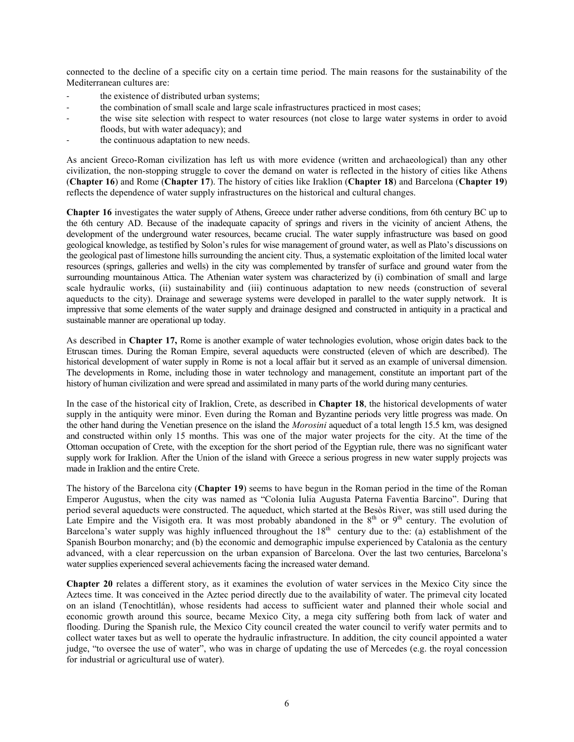connected to the decline of a specific city on a certain time period. The main reasons for the sustainability of the Mediterranean cultures are:

- the existence of distributed urban systems;
- the combination of small scale and large scale infrastructures practiced in most cases;
- the wise site selection with respect to water resources (not close to large water systems in order to avoid floods, but with water adequacy); and
- the continuous adaptation to new needs.

As ancient Greco-Roman civilization has left us with more evidence (written and archaeological) than any other civilization, the non-stopping struggle to cover the demand on water is reflected in the history of cities like Athens (**Chapter 16**) and Rome (**Chapter 17**). The history of cities like Iraklion (**Chapter 18**) and Barcelona (**Chapter 19**) reflects the dependence of water supply infrastructures on the historical and cultural changes.

**Chapter 16** investigates the water supply of Athens, Greece under rather adverse conditions, from 6th century BC up to the 6th century AD. Because of the inadequate capacity of springs and rivers in the vicinity of ancient Athens, the development of the underground water resources, became crucial. The water supply infrastructure was based on good geological knowledge, as testified by Solon's rules for wise management of ground water, as well as Plato's discussions on the geological past of limestone hills surrounding the ancient city. Thus, a systematic exploitation of the limited local water resources (springs, galleries and wells) in the city was complemented by transfer of surface and ground water from the surrounding mountainous Attica. The Athenian water system was characterized by (i) combination of small and large scale hydraulic works, (ii) sustainability and (iii) continuous adaptation to new needs (construction of several aqueducts to the city). Drainage and sewerage systems were developed in parallel to the water supply network. It is impressive that some elements of the water supply and drainage designed and constructed in antiquity in a practical and sustainable manner are operational up today.

As described in **Chapter 17,** Rome is another example of water technologies evolution, whose origin dates back to the Etruscan times. During the Roman Empire, several aqueducts were constructed (eleven of which are described). The historical development of water supply in Rome is not a local affair but it served as an example of universal dimension. The developments in Rome, including those in water technology and management, constitute an important part of the history of human civilization and were spread and assimilated in many parts of the world during many centuries.

In the case of the historical city of Iraklion, Crete, as described in **Chapter 18**, the historical developments of water supply in the antiquity were minor. Even during the Roman and Byzantine periods very little progress was made. On the other hand during the Venetian presence on the island the *Morosini* aqueduct of a total length 15.5 km, was designed and constructed within only 15 months. This was one of the major water projects for the city. At the time of the Ottoman occupation of Crete, with the exception for the short period of the Egyptian rule, there was no significant water supply work for Iraklion. After the Union of the island with Greece a serious progress in new water supply projects was made in Iraklion and the entire Crete.

The history of the Barcelona city (**Chapter 19**) seems to have begun in the Roman period in the time of the Roman Emperor Augustus, when the city was named as "Colonia Iulia Augusta Paterna Faventia Barcino". During that period several aqueducts were constructed. The aqueduct, which started at the Besòs River, was still used during the Late Empire and the Visigoth era. It was most probably abandoned in the 8th or 9th century. The evolution of Barcelona's water supply was highly influenced throughout the 18th century due to the: (a) establishment of the Spanish Bourbon monarchy; and (b) the economic and demographic impulse experienced by Catalonia as the century advanced, with a clear repercussion on the urban expansion of Barcelona. Over the last two centuries, Barcelona's water supplies experienced several achievements facing the increased water demand.

**Chapter 20** relates a different story, as it examines the evolution of water services in the Mexico City since the Aztecs time. It was conceived in the Aztec period directly due to the availability of water. The primeval city located on an island (Tenochtitlán), whose residents had access to sufficient water and planned their whole social and economic growth around this source, became Mexico City, a mega city suffering both from lack of water and flooding. During the Spanish rule, the Mexico City council created the water council to verify water permits and to collect water taxes but as well to operate the hydraulic infrastructure. In addition, the city council appointed a water judge, "to oversee the use of water", who was in charge of updating the use of Mercedes (e.g. the royal concession for industrial or agricultural use of water).